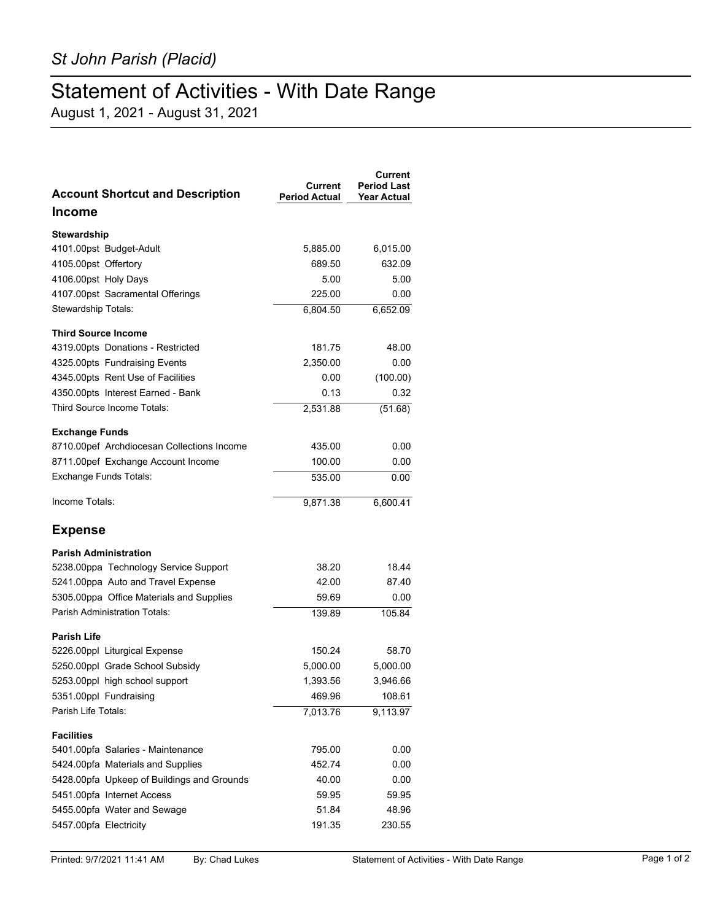*St John Parish (Placid)*

# Statement of Activities - With Date Range

August 1, 2021 - August 31, 2021

| Account Shortcut and Description | Current Period Actual | Current Period Last Year Actual |
|---|---|---|
| **Income** | | |
| **Stewardship** | | |
| 4101.00pst Budget-Adult | 5,885.00 | 6,015.00 |
| 4105.00pst Offertory | 689.50 | 632.09 |
| 4106.00pst Holy Days | 5.00 | 5.00 |
| 4107.00pst Sacramental Offerings | 225.00 | 0.00 |
| Stewardship Totals: | 6,804.50 | 6,652.09 |
| **Third Source Income** | | |
| 4319.00pts Donations - Restricted | 181.75 | 48.00 |
| 4325.00pts Fundraising Events | 2,350.00 | 0.00 |
| 4345.00pts Rent Use of Facilities | 0.00 | (100.00) |
| 4350.00pts Interest Earned - Bank | 0.13 | 0.32 |
| Third Source Income Totals: | 2,531.88 | (51.68) |
| **Exchange Funds** | | |
| 8710.00pef Archdiocesan Collections Income | 435.00 | 0.00 |
| 8711.00pef Exchange Account Income | 100.00 | 0.00 |
| Exchange Funds Totals: | 535.00 | 0.00 |
| Income Totals: | 9,871.38 | 6,600.41 |
| **Expense** | | |
| **Parish Administration** | | |
| 5238.00ppa Technology Service Support | 38.20 | 18.44 |
| 5241.00ppa Auto and Travel Expense | 42.00 | 87.40 |
| 5305.00ppa Office Materials and Supplies | 59.69 | 0.00 |
| Parish Administration Totals: | 139.89 | 105.84 |
| **Parish Life** | | |
| 5226.00ppl Liturgical Expense | 150.24 | 58.70 |
| 5250.00ppl Grade School Subsidy | 5,000.00 | 5,000.00 |
| 5253.00ppl high school support | 1,393.56 | 3,946.66 |
| 5351.00ppl Fundraising | 469.96 | 108.61 |
| Parish Life Totals: | 7,013.76 | 9,113.97 |
| **Facilities** | | |
| 5401.00pfa Salaries - Maintenance | 795.00 | 0.00 |
| 5424.00pfa Materials and Supplies | 452.74 | 0.00 |
| 5428.00pfa Upkeep of Buildings and Grounds | 40.00 | 0.00 |
| 5451.00pfa Internet Access | 59.95 | 59.95 |
| 5455.00pfa Water and Sewage | 51.84 | 48.96 |
| 5457.00pfa Electricity | 191.35 | 230.55 |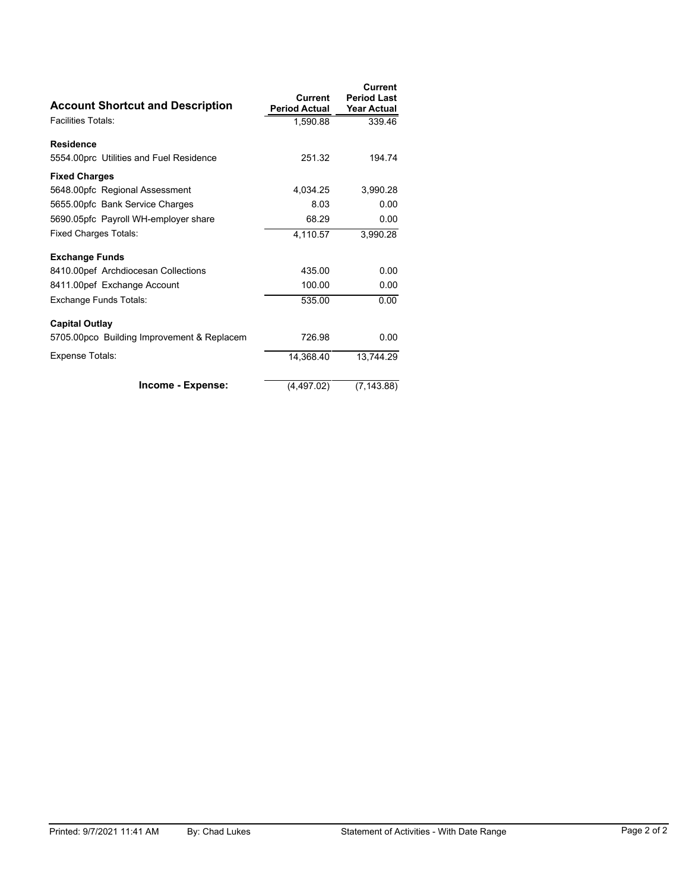| Account Shortcut and Description | Current Period Actual | Current Period Last Year Actual |
| --- | --- | --- |
| Facilities Totals: | 1,590.88 | 339.46 |
| **Residence** | | |
| 5554.00prc Utilities and Fuel Residence | 251.32 | 194.74 |
| **Fixed Charges** | | |
| 5648.00pfc Regional Assessment | 4,034.25 | 3,990.28 |
| 5655.00pfc Bank Service Charges | 8.03 | 0.00 |
| 5690.05pfc Payroll WH-employer share | 68.29 | 0.00 |
| Fixed Charges Totals: | 4,110.57 | 3,990.28 |
| **Exchange Funds** | | |
| 8410.00pef Archdiocesan Collections | 435.00 | 0.00 |
| 8411.00pef Exchange Account | 100.00 | 0.00 |
| Exchange Funds Totals: | 535.00 | 0.00 |
| **Capital Outlay** | | |
| 5705.00pco Building Improvement & Replacem | 726.98 | 0.00 |
| Expense Totals: | 14,368.40 | 13,744.29 |
| **Income - Expense:** | (4,497.02) | (7,143.88) |

Printed: 9/7/2021 11:41 AM By: Chad Lukes Statement of Activities - With Date Range